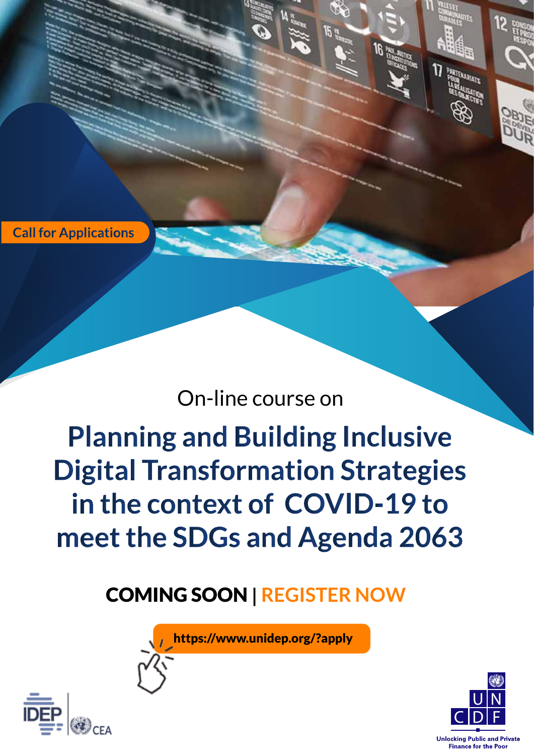Call for Applications

On-line course on

# Planning and Building Inclusive Digital Transformation Strategies in the context of COVID-19 to meet the SDGs and Agenda 2063

**COMING SOON | REGISTER NOW**

https://www.unidep.org/?apply

IDEP | CEA

UNCDF

Unlocking Public and Private Finance for the Poor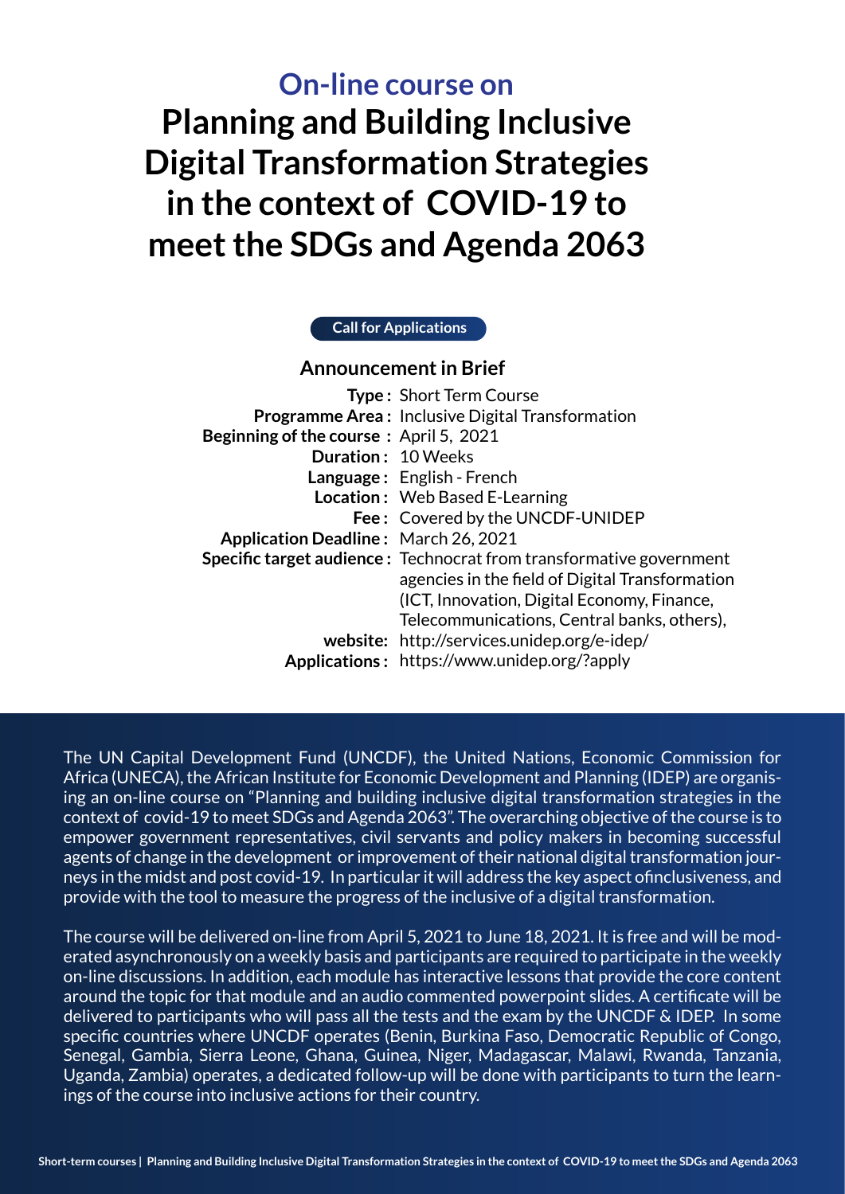## On-line course on

# Planning and Building Inclusive Digital Transformation Strategies in the context of COVID-19 to meet the SDGs and Agenda 2063

**Call for Applications**

### Announcement in Brief

**Type :** Short Term Course
**Programme Area :** Inclusive Digital Transformation
**Beginning of the course :** April 5, 2021
**Duration :** 10 Weeks
**Language :** English - French
**Location :** Web Based E-Learning
**Fee :** Covered by the UNCDF-UNIDEP
**Application Deadline :** March 26, 2021
**Specific target audience :** Technocrat from transformative government agencies in the field of Digital Transformation (ICT, Innovation, Digital Economy, Finance, Telecommunications, Central banks, others),
**website:** http://services.unidep.org/e-idep/
**Applications :** https://www.unidep.org/?apply

The UN Capital Development Fund (UNCDF), the United Nations, Economic Commission for Africa (UNECA), the African Institute for Economic Development and Planning (IDEP) are organising an on-line course on "Planning and building inclusive digital transformation strategies in the context of covid-19 to meet SDGs and Agenda 2063". The overarching objective of the course is to empower government representatives, civil servants and policy makers in becoming successful agents of change in the development or improvement of their national digital transformation journeys in the midst and post covid-19. In particular it will address the key aspect ofinclusiveness, and provide with the tool to measure the progress of the inclusive of a digital transformation.

The course will be delivered on-line from April 5, 2021 to June 18, 2021. It is free and will be moderated asynchronously on a weekly basis and participants are required to participate in the weekly on-line discussions. In addition, each module has interactive lessons that provide the core content around the topic for that module and an audio commented powerpoint slides. A certificate will be delivered to participants who will pass all the tests and the exam by the UNCDF & IDEP. In some specific countries where UNCDF operates (Benin, Burkina Faso, Democratic Republic of Congo, Senegal, Gambia, Sierra Leone, Ghana, Guinea, Niger, Madagascar, Malawi, Rwanda, Tanzania, Uganda, Zambia) operates, a dedicated follow-up will be done with participants to turn the learnings of the course into inclusive actions for their country.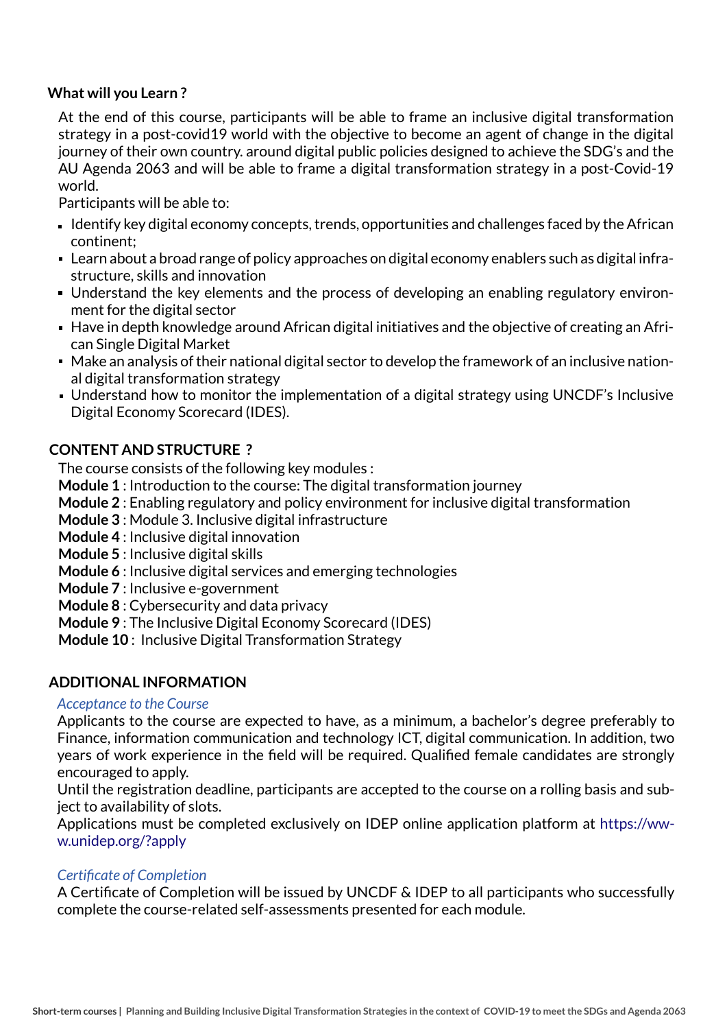## What will you Learn ?

At the end of this course, participants will be able to frame an inclusive digital transformation strategy in a post-covid19 world with the objective to become an agent of change in the digital journey of their own country. around digital public policies designed to achieve the SDG's and the AU Agenda 2063 and will be able to frame a digital transformation strategy in a post-Covid-19 world.

Participants will be able to:

- Identify key digital economy concepts, trends, opportunities and challenges faced by the African continent;
- Learn about a broad range of policy approaches on digital economy enablers such as digital infrastructure, skills and innovation
- Understand the key elements and the process of developing an enabling regulatory environment for the digital sector
- Have in depth knowledge around African digital initiatives and the objective of creating an African Single Digital Market
- Make an analysis of their national digital sector to develop the framework of an inclusive national digital transformation strategy
- Understand how to monitor the implementation of a digital strategy using UNCDF's Inclusive Digital Economy Scorecard (IDES).

## CONTENT AND STRUCTURE ?

The course consists of the following key modules :

**Module 1** : Introduction to the course: The digital transformation journey
**Module 2** : Enabling regulatory and policy environment for inclusive digital transformation
**Module 3** : Module 3. Inclusive digital infrastructure
**Module 4** : Inclusive digital innovation
**Module 5** : Inclusive digital skills
**Module 6** : Inclusive digital services and emerging technologies
**Module 7** : Inclusive e-government
**Module 8** : Cybersecurity and data privacy
**Module 9** : The Inclusive Digital Economy Scorecard (IDES)
**Module 10** : Inclusive Digital Transformation Strategy

## ADDITIONAL INFORMATION

*Acceptance to the Course*

Applicants to the course are expected to have, as a minimum, a bachelor's degree preferably to Finance, information communication and technology ICT, digital communication. In addition, two years of work experience in the field will be required. Qualified female candidates are strongly encouraged to apply.

Until the registration deadline, participants are accepted to the course on a rolling basis and subject to availability of slots.

Applications must be completed exclusively on IDEP online application platform at https://www.unidep.org/?apply

*Certificate of Completion*

A Certificate of Completion will be issued by UNCDF & IDEP to all participants who successfully complete the course-related self-assessments presented for each module.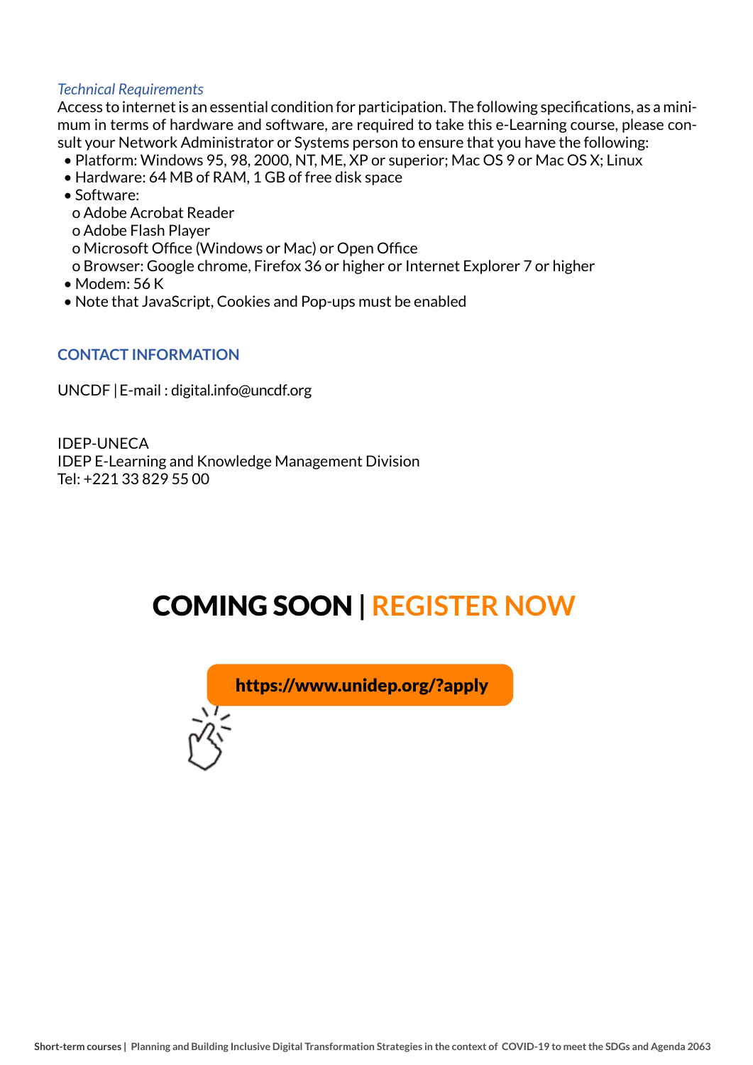*Technical Requirements*

Access to internet is an essential condition for participation. The following specifications, as a minimum in terms of hardware and software, are required to take this e-Learning course, please consult your Network Administrator or Systems person to ensure that you have the following:

- Platform: Windows 95, 98, 2000, NT, ME, XP or superior; Mac OS 9 or Mac OS X; Linux
- Hardware: 64 MB of RAM, 1 GB of free disk space
- Software:
  - Adobe Acrobat Reader
  - Adobe Flash Player
  - Microsoft Office (Windows or Mac) or Open Office
  - Browser: Google chrome, Firefox 36 or higher or Internet Explorer 7 or higher
- Modem: 56 K
- Note that JavaScript, Cookies and Pop-ups must be enabled

## CONTACT INFORMATION

UNCDF | E-mail : digital.info@uncdf.org

IDEP-UNECA
IDEP E-Learning and Knowledge Management Division
Tel: +221 33 829 55 00

# COMING SOON | REGISTER NOW

**https://www.unidep.org/?apply**